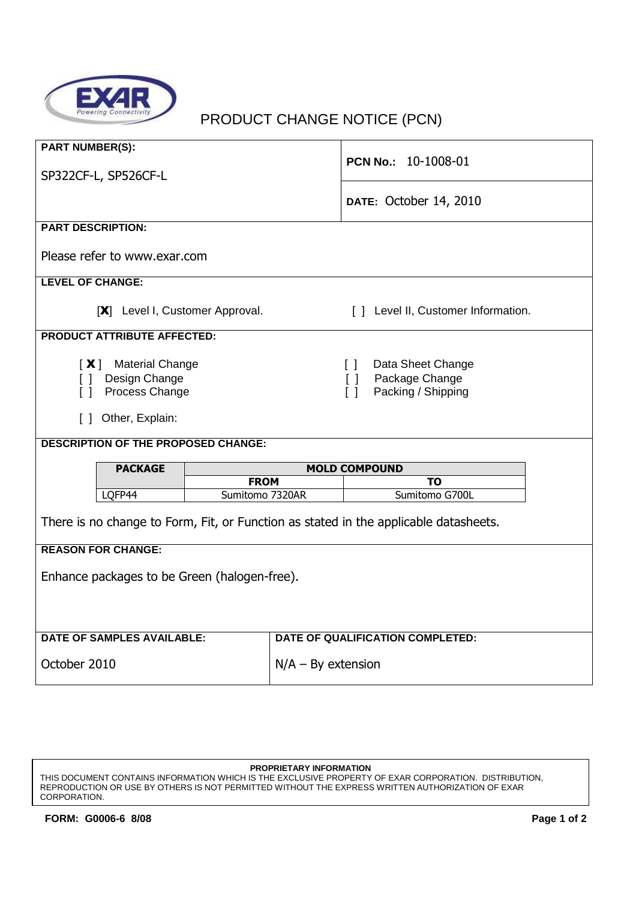EXAR Powering Connectivity

# PRODUCT CHANGE NOTICE (PCN)

**PART NUMBER(S):**

SP322CF-L, SP526CF-L

**PCN No.:** 10-1008-01

**DATE:** October 14, 2010

**PART DESCRIPTION:**

Please refer to www.exar.com

**LEVEL OF CHANGE:**

[**X**] Level I, Customer Approval.    [ ] Level II, Customer Information.

**PRODUCT ATTRIBUTE AFFECTED:**

[ **X** ] Material Change
[ ] Design Change
[ ] Process Change
[ ] Data Sheet Change
[ ] Package Change
[ ] Packing / Shipping

[ ] Other, Explain:

**DESCRIPTION OF THE PROPOSED CHANGE:**

| PACKAGE | MOLD COMPOUND | |
|---|---|---|
| | FROM | TO |
| LQFP44 | Sumitomo 7320AR | Sumitomo G700L |

There is no change to Form, Fit, or Function as stated in the applicable datasheets.

**REASON FOR CHANGE:**

Enhance packages to be Green (halogen-free).

**DATE OF SAMPLES AVAILABLE:**

October 2010

**DATE OF QUALIFICATION COMPLETED:**

N/A – By extension

**PROPRIETARY INFORMATION**
THIS DOCUMENT CONTAINS INFORMATION WHICH IS THE EXCLUSIVE PROPERTY OF EXAR CORPORATION. DISTRIBUTION, REPRODUCTION OR USE BY OTHERS IS NOT PERMITTED WITHOUT THE EXPRESS WRITTEN AUTHORIZATION OF EXAR CORPORATION.

**FORM: G0006-6 8/08**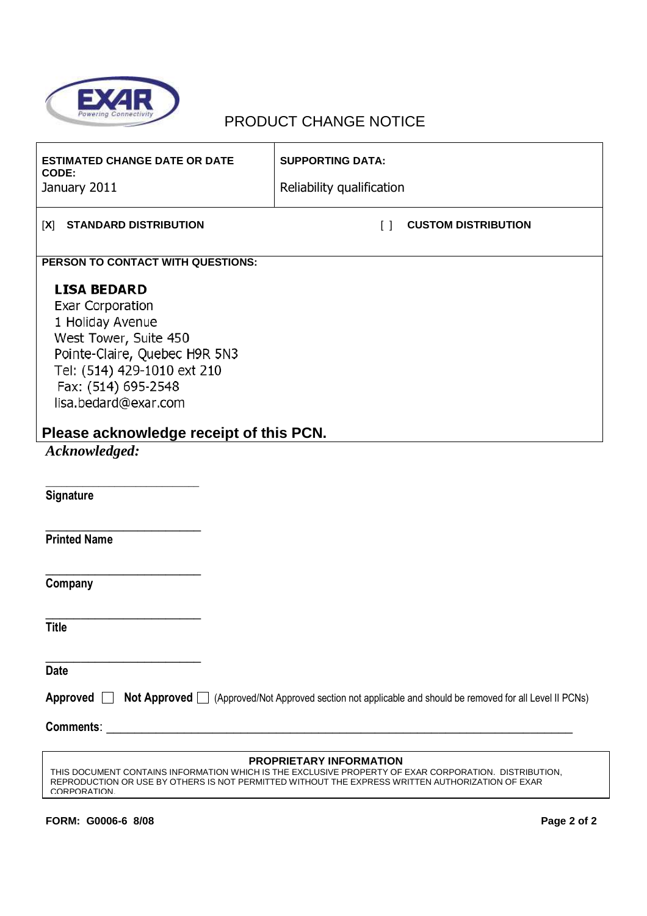# PRODUCT CHANGE NOTICE

| **ESTIMATED CHANGE DATE OR DATE CODE:** | **SUPPORTING DATA:** |
|---|---|
| January 2011 | Reliability qualification |

[X] **STANDARD DISTRIBUTION** [ ] **CUSTOM DISTRIBUTION**

**PERSON TO CONTACT WITH QUESTIONS:**

**LISA BEDARD**
Exar Corporation
1 Holiday Avenue
West Tower, Suite 450
Pointe-Claire, Quebec H9R 5N3
Tel: (514) 429-1010 ext 210
Fax: (514) 695-2548
lisa.bedard@exar.com

## Please acknowledge receipt of this PCN.

***Acknowledged:***

_________________________
**Signature**

_________________________
**Printed Name**

_________________________
**Company**

_________________________
**Title**

_________________________
**Date**

**Approved** ☐ **Not Approved** ☐ (Approved/Not Approved section not applicable and should be removed for all Level II PCNs)

**Comments**: ______________________________________________________________________________

**PROPRIETARY INFORMATION**
THIS DOCUMENT CONTAINS INFORMATION WHICH IS THE EXCLUSIVE PROPERTY OF EXAR CORPORATION. DISTRIBUTION, REPRODUCTION OR USE BY OTHERS IS NOT PERMITTED WITHOUT THE EXPRESS WRITTEN AUTHORIZATION OF EXAR CORPORATION.

**FORM: G0006-6 8/08**